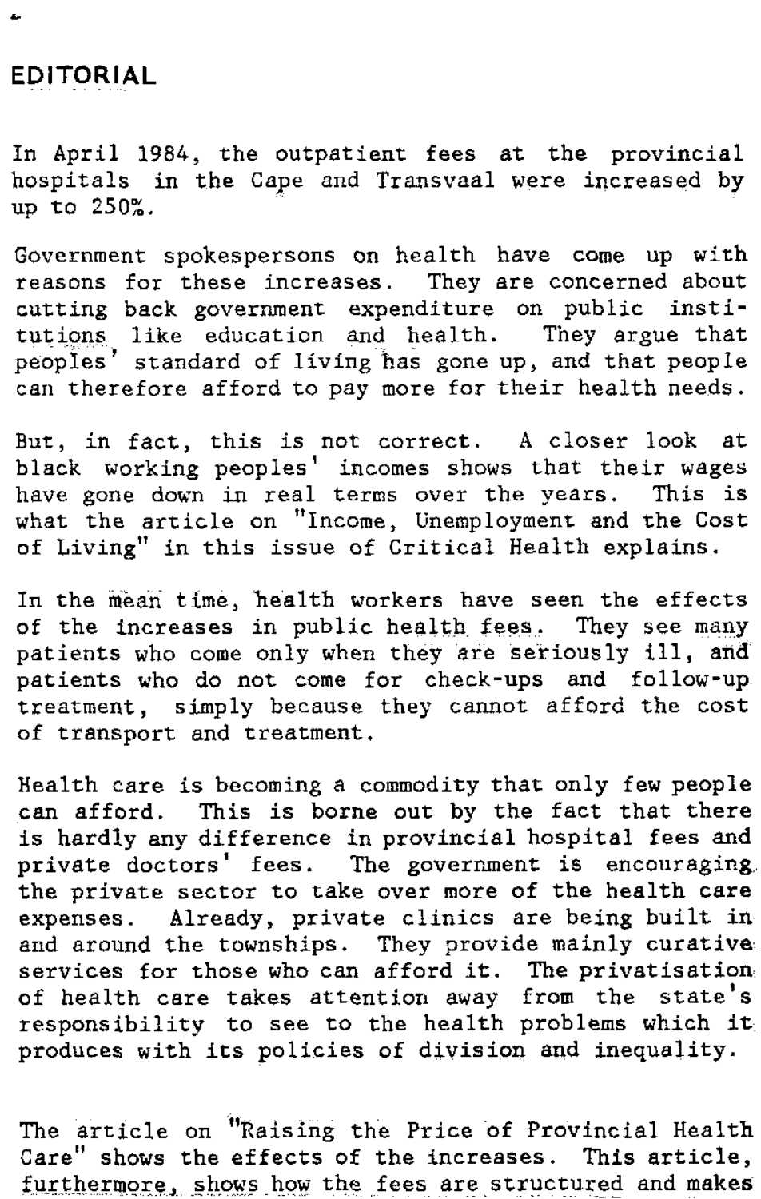## EDITORIAL

In April 1984, the outpatient fees at the provincial hospitals in the Cape and Transvaal were increased by up to 250%.

Government spokespersons on health have come up with reasons for these increases. They are concerned about cutting back government expenditure on public institutions like education and health. They argue that peoples' standard of living has gone up, and that people can therefore afford to pay more for their health needs.

But, in fact, this is not correct. A closer look at black working peoples' incomes shows that their wages have gone down in real terms over the years. This is what the article on "Income, Unemployment and the Cost of Living" in this issue of Critical Health explains.

In the mean time, health workers have seen the effects of the increases in public health fees. They see many patients who come only when they are seriously ill, and patients who do not come for check-ups and follow-up treatment, simply because they cannot afford the cost of transport and treatment.

Health care is becoming a commodity that only few people can afford. This is borne out by the fact that there is hardly any difference in provincial hospital fees and private doctors' fees. The government is encouraging the private sector to take over more of the health care expenses. Already, private clinics are being built in and around the townships. They provide mainly curative services for those who can afford it. The privatisation of health care takes attention away from the state's responsibility to see to the health problems which it produces with its policies of division and inequality.

The article on "Raising the Price of Provincial Health Care" shows the effects of the increases. This article, furthermore, shows how the fees are structured and makes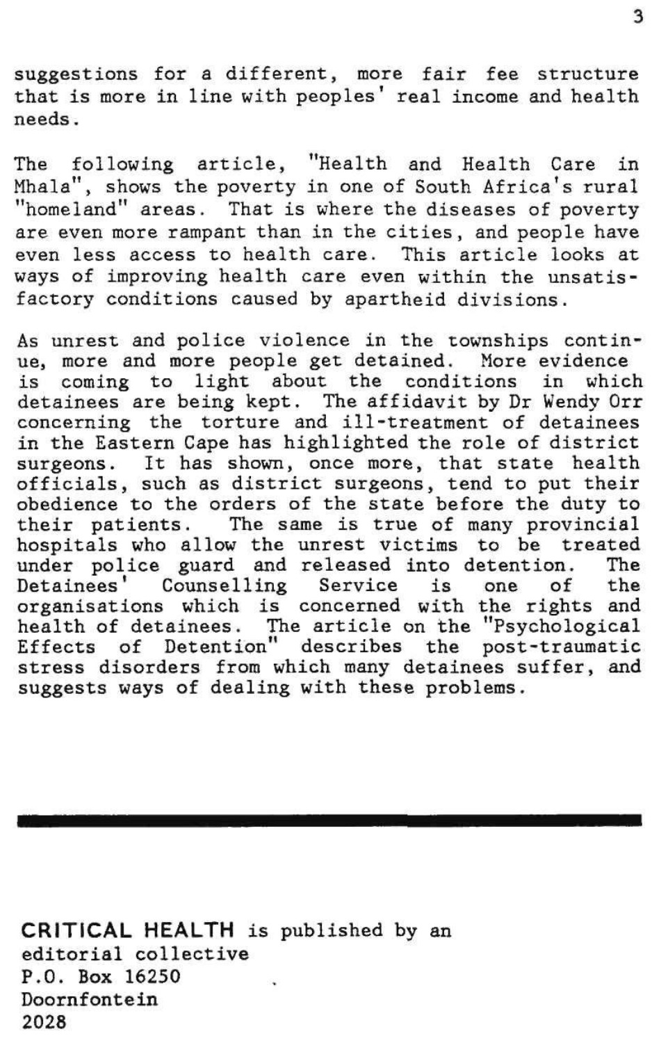suggestions for a different, more fair fee structure that is more in line with peoples' real income and health needs.

The following article, "Health and Health Care in Mhala", shows the poverty in one of South Africa's rural "homeland" areas. That is where the diseases of poverty are even more rampant than in the cities, and people have even less access to health care. This article looks at ways of improving health care even within the unsatisfactory conditions caused by apartheid divisions.

As unrest and police violence in the townships continue, more and more people get detained. More evidence is coming to light about the conditions in which detainees are being kept. The affidavit by Dr Wendy Orr concerning the torture and ill-treatment of detainees in the Eastern Cape has highlighted the role of district surgeons. It has shown, once more, that state health officials, such as district surgeons, tend to put their obedience to the orders of the state before the duty to their patients. The same is true of many provincial hospitals who allow the unrest victims to be treated under police guard and released into detention. The Detainees' Counselling Service is one of the organisations which is concerned with the rights and health of detainees. The article on the "Psychological Effects of Detention" describes the post-traumatic stress disorders from which many detainees suffer, and suggests ways of dealing with these problems.

---

**CRITICAL HEALTH** is published by an editorial collective
P.O. Box 16250
Doornfontein
2028